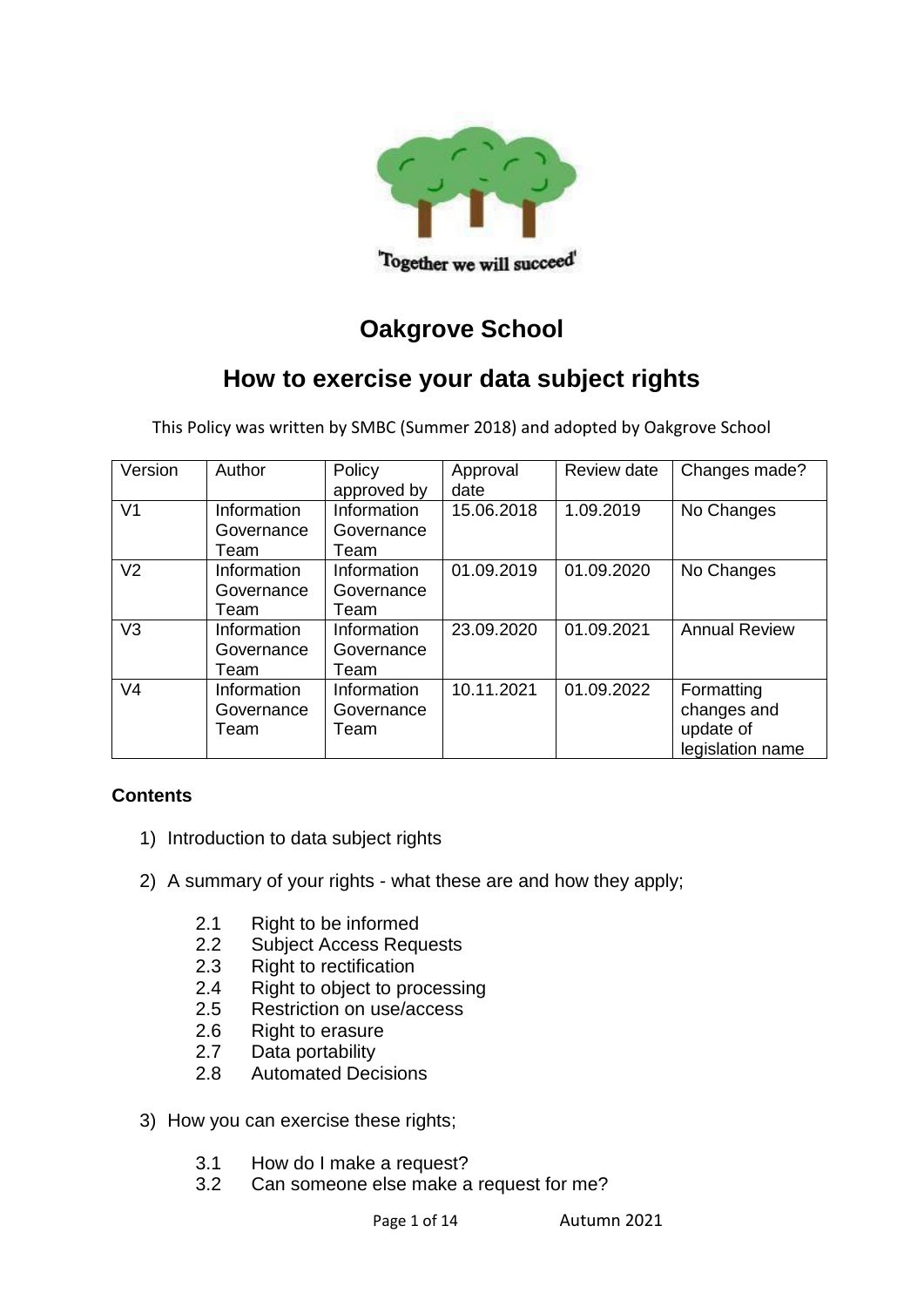'Together we will succeed'

# Oakgrove School

# How to exercise your data subject rights

This Policy was written by SMBC (Summer 2018) and adopted by Oakgrove School

| Version | Author | Policy approved by | Approval date | Review date | Changes made? |
|---|---|---|---|---|---|
| V1 | Information Governance Team | Information Governance Team | 15.06.2018 | 1.09.2019 | No Changes |
| V2 | Information Governance Team | Information Governance Team | 01.09.2019 | 01.09.2020 | No Changes |
| V3 | Information Governance Team | Information Governance Team | 23.09.2020 | 01.09.2021 | Annual Review |
| V4 | Information Governance Team | Information Governance Team | 10.11.2021 | 01.09.2022 | Formatting changes and update of legislation name |

**Contents**

1) Introduction to data subject rights

2) A summary of your rights - what these are and how they apply;

    2.1 Right to be informed
    2.2 Subject Access Requests
    2.3 Right to rectification
    2.4 Right to object to processing
    2.5 Restriction on use/access
    2.6 Right to erasure
    2.7 Data portability
    2.8 Automated Decisions

3) How you can exercise these rights;

    3.1 How do I make a request?
    3.2 Can someone else make a request for me?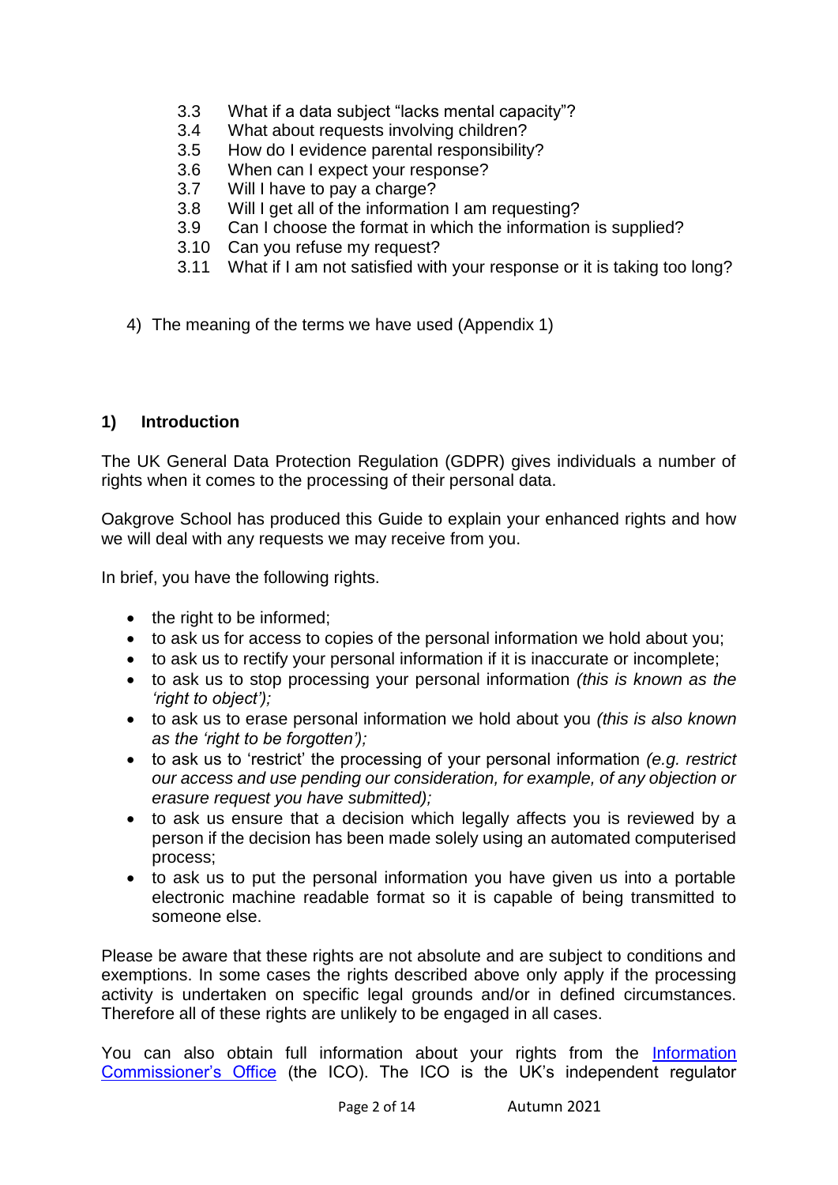3.3 What if a data subject "lacks mental capacity"?
3.4 What about requests involving children?
3.5 How do I evidence parental responsibility?
3.6 When can I expect your response?
3.7 Will I have to pay a charge?
3.8 Will I get all of the information I am requesting?
3.9 Can I choose the format in which the information is supplied?
3.10 Can you refuse my request?
3.11 What if I am not satisfied with your response or it is taking too long?

4) The meaning of the terms we have used (Appendix 1)

## 1) Introduction

The UK General Data Protection Regulation (GDPR) gives individuals a number of rights when it comes to the processing of their personal data.

Oakgrove School has produced this Guide to explain your enhanced rights and how we will deal with any requests we may receive from you.

In brief, you have the following rights.

- the right to be informed;
- to ask us for access to copies of the personal information we hold about you;
- to ask us to rectify your personal information if it is inaccurate or incomplete;
- to ask us to stop processing your personal information *(this is known as the 'right to object');*
- to ask us to erase personal information we hold about you *(this is also known as the 'right to be forgotten');*
- to ask us to 'restrict' the processing of your personal information *(e.g. restrict our access and use pending our consideration, for example, of any objection or erasure request you have submitted);*
- to ask us ensure that a decision which legally affects you is reviewed by a person if the decision has been made solely using an automated computerised process;
- to ask us to put the personal information you have given us into a portable electronic machine readable format so it is capable of being transmitted to someone else.

Please be aware that these rights are not absolute and are subject to conditions and exemptions. In some cases the rights described above only apply if the processing activity is undertaken on specific legal grounds and/or in defined circumstances. Therefore all of these rights are unlikely to be engaged in all cases.

You can also obtain full information about your rights from the [Information Commissioner's Office](https://ico.org.uk) (the ICO). The ICO is the UK's independent regulator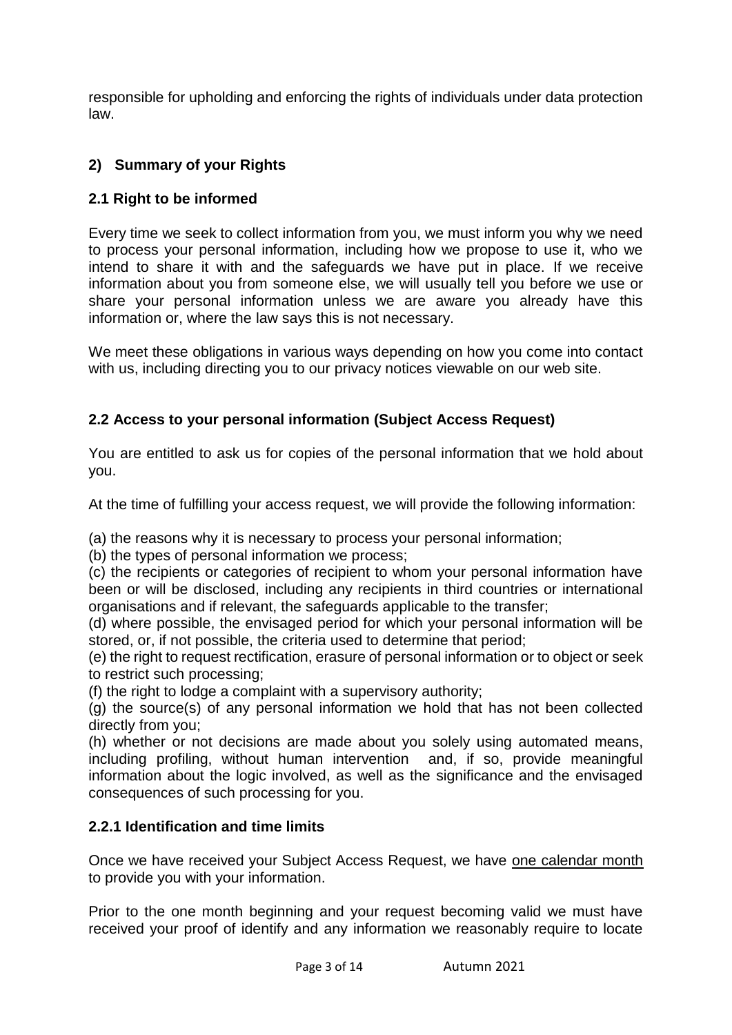responsible for upholding and enforcing the rights of individuals under data protection law.

## 2) Summary of your Rights

### 2.1 Right to be informed

Every time we seek to collect information from you, we must inform you why we need to process your personal information, including how we propose to use it, who we intend to share it with and the safeguards we have put in place. If we receive information about you from someone else, we will usually tell you before we use or share your personal information unless we are aware you already have this information or, where the law says this is not necessary.

We meet these obligations in various ways depending on how you come into contact with us, including directing you to our privacy notices viewable on our web site.

### 2.2 Access to your personal information (Subject Access Request)

You are entitled to ask us for copies of the personal information that we hold about you.

At the time of fulfilling your access request, we will provide the following information:

(a) the reasons why it is necessary to process your personal information;
(b) the types of personal information we process;
(c) the recipients or categories of recipient to whom your personal information have been or will be disclosed, including any recipients in third countries or international organisations and if relevant, the safeguards applicable to the transfer;
(d) where possible, the envisaged period for which your personal information will be stored, or, if not possible, the criteria used to determine that period;
(e) the right to request rectification, erasure of personal information or to object or seek to restrict such processing;
(f) the right to lodge a complaint with a supervisory authority;
(g) the source(s) of any personal information we hold that has not been collected directly from you;
(h) whether or not decisions are made about you solely using automated means, including profiling, without human intervention and, if so, provide meaningful information about the logic involved, as well as the significance and the envisaged consequences of such processing for you.

#### 2.2.1 Identification and time limits

Once we have received your Subject Access Request, we have one calendar month to provide you with your information.

Prior to the one month beginning and your request becoming valid we must have received your proof of identify and any information we reasonably require to locate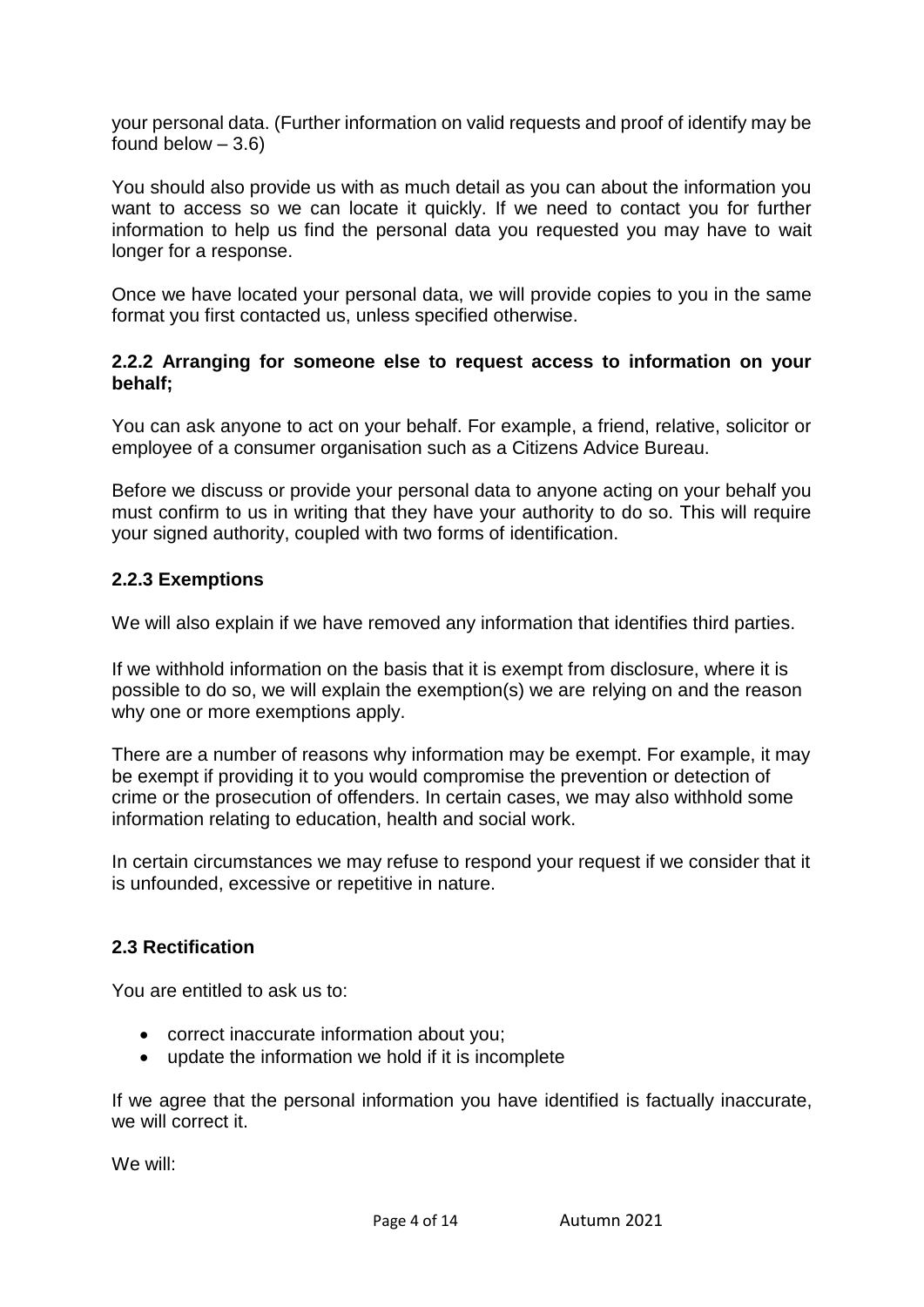your personal data. (Further information on valid requests and proof of identify may be found below – 3.6)

You should also provide us with as much detail as you can about the information you want to access so we can locate it quickly. If we need to contact you for further information to help us find the personal data you requested you may have to wait longer for a response.

Once we have located your personal data, we will provide copies to you in the same format you first contacted us, unless specified otherwise.

### 2.2.2 Arranging for someone else to request access to information on your behalf;

You can ask anyone to act on your behalf. For example, a friend, relative, solicitor or employee of a consumer organisation such as a Citizens Advice Bureau.

Before we discuss or provide your personal data to anyone acting on your behalf you must confirm to us in writing that they have your authority to do so. This will require your signed authority, coupled with two forms of identification.

### 2.2.3 Exemptions

We will also explain if we have removed any information that identifies third parties.

If we withhold information on the basis that it is exempt from disclosure, where it is possible to do so, we will explain the exemption(s) we are relying on and the reason why one or more exemptions apply.

There are a number of reasons why information may be exempt. For example, it may be exempt if providing it to you would compromise the prevention or detection of crime or the prosecution of offenders. In certain cases, we may also withhold some information relating to education, health and social work.

In certain circumstances we may refuse to respond your request if we consider that it is unfounded, excessive or repetitive in nature.

## 2.3 Rectification

You are entitled to ask us to:

- correct inaccurate information about you;
- update the information we hold if it is incomplete

If we agree that the personal information you have identified is factually inaccurate, we will correct it.

We will: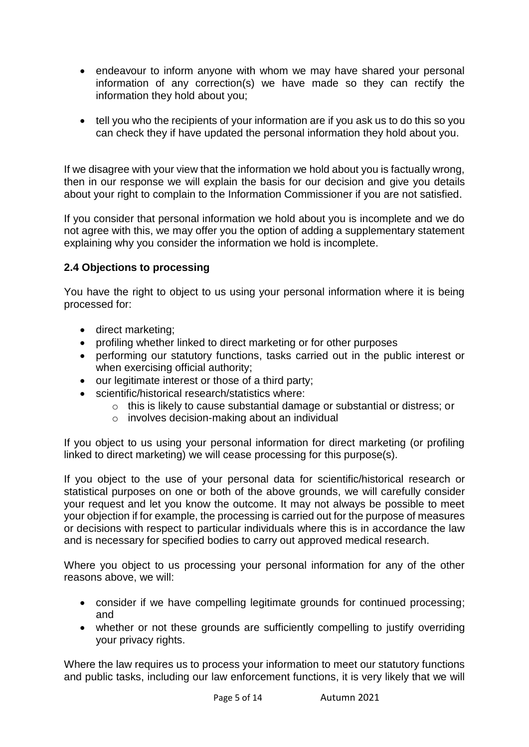- endeavour to inform anyone with whom we may have shared your personal information of any correction(s) we have made so they can rectify the information they hold about you;
- tell you who the recipients of your information are if you ask us to do this so you can check they if have updated the personal information they hold about you.

If we disagree with your view that the information we hold about you is factually wrong, then in our response we will explain the basis for our decision and give you details about your right to complain to the Information Commissioner if you are not satisfied.

If you consider that personal information we hold about you is incomplete and we do not agree with this, we may offer you the option of adding a supplementary statement explaining why you consider the information we hold is incomplete.

### 2.4 Objections to processing

You have the right to object to us using your personal information where it is being processed for:

- direct marketing;
- profiling whether linked to direct marketing or for other purposes
- performing our statutory functions, tasks carried out in the public interest or when exercising official authority;
- our legitimate interest or those of a third party;
- scientific/historical research/statistics where:
  - this is likely to cause substantial damage or substantial or distress; or
  - involves decision-making about an individual

If you object to us using your personal information for direct marketing (or profiling linked to direct marketing) we will cease processing for this purpose(s).

If you object to the use of your personal data for scientific/historical research or statistical purposes on one or both of the above grounds, we will carefully consider your request and let you know the outcome. It may not always be possible to meet your objection if for example, the processing is carried out for the purpose of measures or decisions with respect to particular individuals where this is in accordance the law and is necessary for specified bodies to carry out approved medical research.

Where you object to us processing your personal information for any of the other reasons above, we will:

- consider if we have compelling legitimate grounds for continued processing; and
- whether or not these grounds are sufficiently compelling to justify overriding your privacy rights.

Where the law requires us to process your information to meet our statutory functions and public tasks, including our law enforcement functions, it is very likely that we will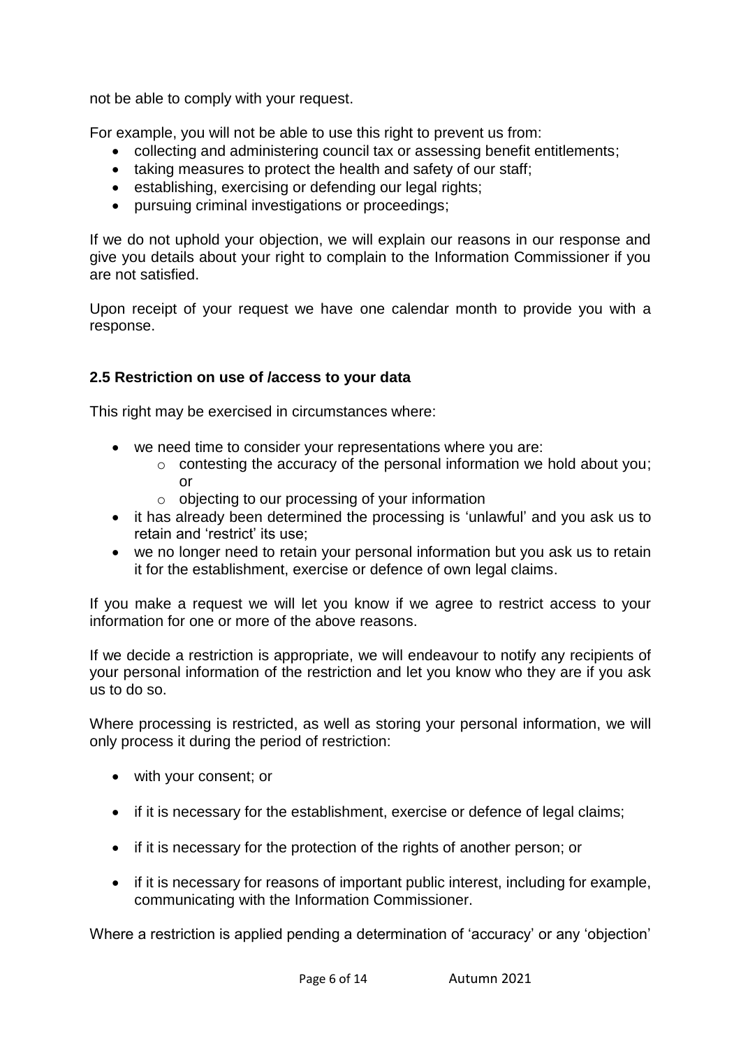not be able to comply with your request.

For example, you will not be able to use this right to prevent us from:

- collecting and administering council tax or assessing benefit entitlements;
- taking measures to protect the health and safety of our staff;
- establishing, exercising or defending our legal rights;
- pursuing criminal investigations or proceedings;

If we do not uphold your objection, we will explain our reasons in our response and give you details about your right to complain to the Information Commissioner if you are not satisfied.

Upon receipt of your request we have one calendar month to provide you with a response.

### 2.5 Restriction on use of /access to your data

This right may be exercised in circumstances where:

- we need time to consider your representations where you are:
  - contesting the accuracy of the personal information we hold about you; or
  - objecting to our processing of your information
- it has already been determined the processing is 'unlawful' and you ask us to retain and 'restrict' its use;
- we no longer need to retain your personal information but you ask us to retain it for the establishment, exercise or defence of own legal claims.

If you make a request we will let you know if we agree to restrict access to your information for one or more of the above reasons.

If we decide a restriction is appropriate, we will endeavour to notify any recipients of your personal information of the restriction and let you know who they are if you ask us to do so.

Where processing is restricted, as well as storing your personal information, we will only process it during the period of restriction:

- with your consent; or
- if it is necessary for the establishment, exercise or defence of legal claims;
- if it is necessary for the protection of the rights of another person; or
- if it is necessary for reasons of important public interest, including for example, communicating with the Information Commissioner.

Where a restriction is applied pending a determination of 'accuracy' or any 'objection'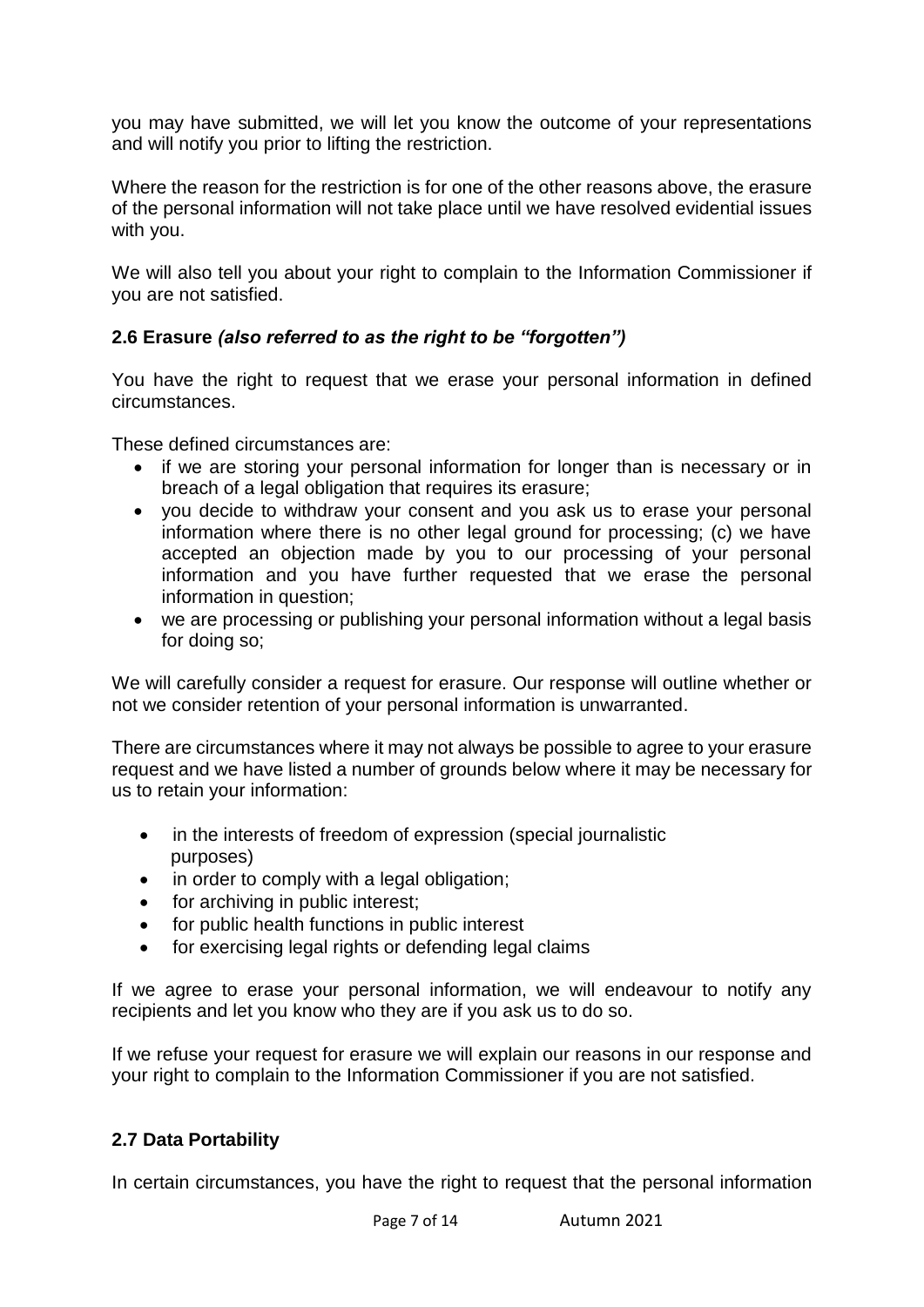you may have submitted, we will let you know the outcome of your representations and will notify you prior to lifting the restriction.

Where the reason for the restriction is for one of the other reasons above, the erasure of the personal information will not take place until we have resolved evidential issues with you.

We will also tell you about your right to complain to the Information Commissioner if you are not satisfied.

### 2.6 Erasure *(also referred to as the right to be "forgotten")*

You have the right to request that we erase your personal information in defined circumstances.

These defined circumstances are:

- if we are storing your personal information for longer than is necessary or in breach of a legal obligation that requires its erasure;
- you decide to withdraw your consent and you ask us to erase your personal information where there is no other legal ground for processing; (c) we have accepted an objection made by you to our processing of your personal information and you have further requested that we erase the personal information in question;
- we are processing or publishing your personal information without a legal basis for doing so;

We will carefully consider a request for erasure. Our response will outline whether or not we consider retention of your personal information is unwarranted.

There are circumstances where it may not always be possible to agree to your erasure request and we have listed a number of grounds below where it may be necessary for us to retain your information:

- in the interests of freedom of expression (special journalistic purposes)
- in order to comply with a legal obligation;
- for archiving in public interest;
- for public health functions in public interest
- for exercising legal rights or defending legal claims

If we agree to erase your personal information, we will endeavour to notify any recipients and let you know who they are if you ask us to do so.

If we refuse your request for erasure we will explain our reasons in our response and your right to complain to the Information Commissioner if you are not satisfied.

### 2.7 Data Portability

In certain circumstances, you have the right to request that the personal information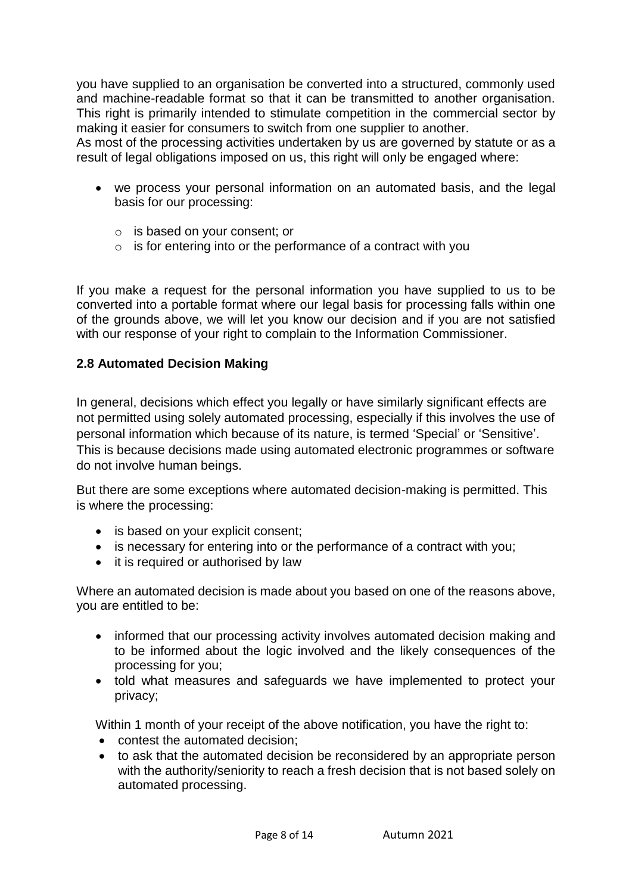you have supplied to an organisation be converted into a structured, commonly used and machine-readable format so that it can be transmitted to another organisation. This right is primarily intended to stimulate competition in the commercial sector by making it easier for consumers to switch from one supplier to another.
As most of the processing activities undertaken by us are governed by statute or as a result of legal obligations imposed on us, this right will only be engaged where:

- we process your personal information on an automated basis, and the legal basis for our processing:
  - is based on your consent; or
  - is for entering into or the performance of a contract with you

If you make a request for the personal information you have supplied to us to be converted into a portable format where our legal basis for processing falls within one of the grounds above, we will let you know our decision and if you are not satisfied with our response of your right to complain to the Information Commissioner.

### 2.8 Automated Decision Making

In general, decisions which effect you legally or have similarly significant effects are not permitted using solely automated processing, especially if this involves the use of personal information which because of its nature, is termed 'Special' or 'Sensitive'. This is because decisions made using automated electronic programmes or software do not involve human beings.

But there are some exceptions where automated decision-making is permitted. This is where the processing:

- is based on your explicit consent;
- is necessary for entering into or the performance of a contract with you;
- it is required or authorised by law

Where an automated decision is made about you based on one of the reasons above, you are entitled to be:

- informed that our processing activity involves automated decision making and to be informed about the logic involved and the likely consequences of the processing for you;
- told what measures and safeguards we have implemented to protect your privacy;

Within 1 month of your receipt of the above notification, you have the right to:

- contest the automated decision;
- to ask that the automated decision be reconsidered by an appropriate person with the authority/seniority to reach a fresh decision that is not based solely on automated processing.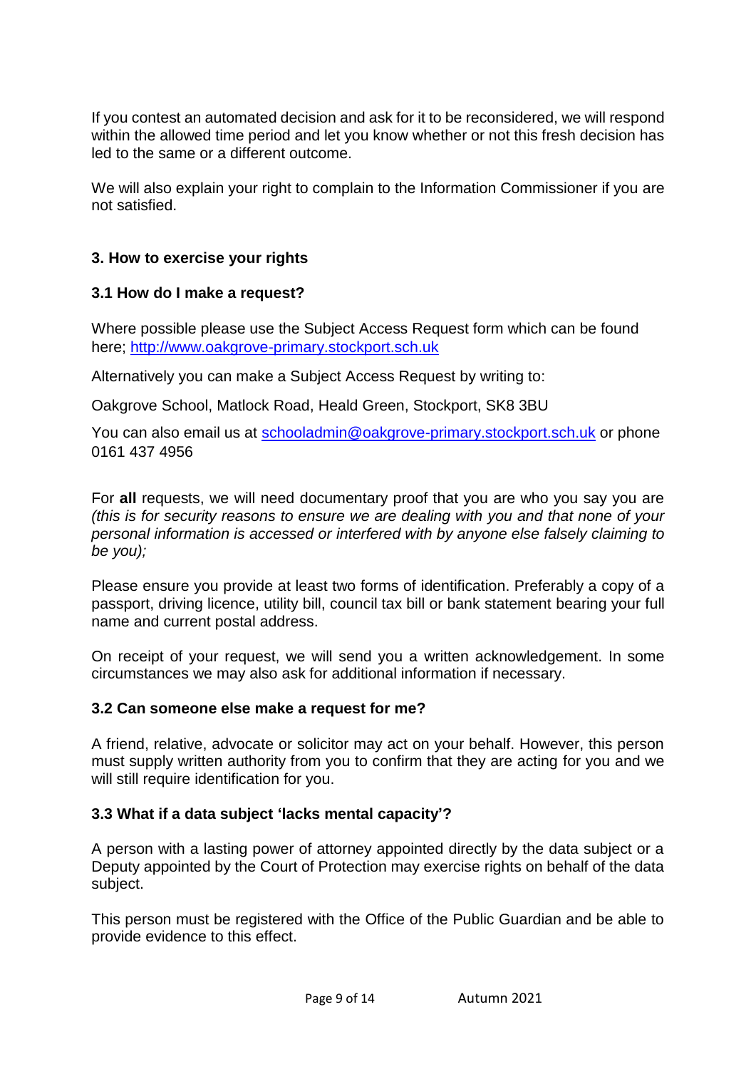If you contest an automated decision and ask for it to be reconsidered, we will respond within the allowed time period and let you know whether or not this fresh decision has led to the same or a different outcome.

We will also explain your right to complain to the Information Commissioner if you are not satisfied.

## 3. How to exercise your rights

### 3.1 How do I make a request?

Where possible please use the Subject Access Request form which can be found here; [http://www.oakgrove-primary.stockport.sch.uk](http://www.oakgrove-primary.stockport.sch.uk)

Alternatively you can make a Subject Access Request by writing to:

Oakgrove School, Matlock Road, Heald Green, Stockport, SK8 3BU

You can also email us at [schooladmin@oakgrove-primary.stockport.sch.uk](mailto:schooladmin@oakgrove-primary.stockport.sch.uk) or phone 0161 437 4956

For **all** requests, we will need documentary proof that you are who you say you are *(this is for security reasons to ensure we are dealing with you and that none of your personal information is accessed or interfered with by anyone else falsely claiming to be you);*

Please ensure you provide at least two forms of identification. Preferably a copy of a passport, driving licence, utility bill, council tax bill or bank statement bearing your full name and current postal address.

On receipt of your request, we will send you a written acknowledgement. In some circumstances we may also ask for additional information if necessary.

### 3.2 Can someone else make a request for me?

A friend, relative, advocate or solicitor may act on your behalf. However, this person must supply written authority from you to confirm that they are acting for you and we will still require identification for you.

### 3.3 What if a data subject 'lacks mental capacity'?

A person with a lasting power of attorney appointed directly by the data subject or a Deputy appointed by the Court of Protection may exercise rights on behalf of the data subject.

This person must be registered with the Office of the Public Guardian and be able to provide evidence to this effect.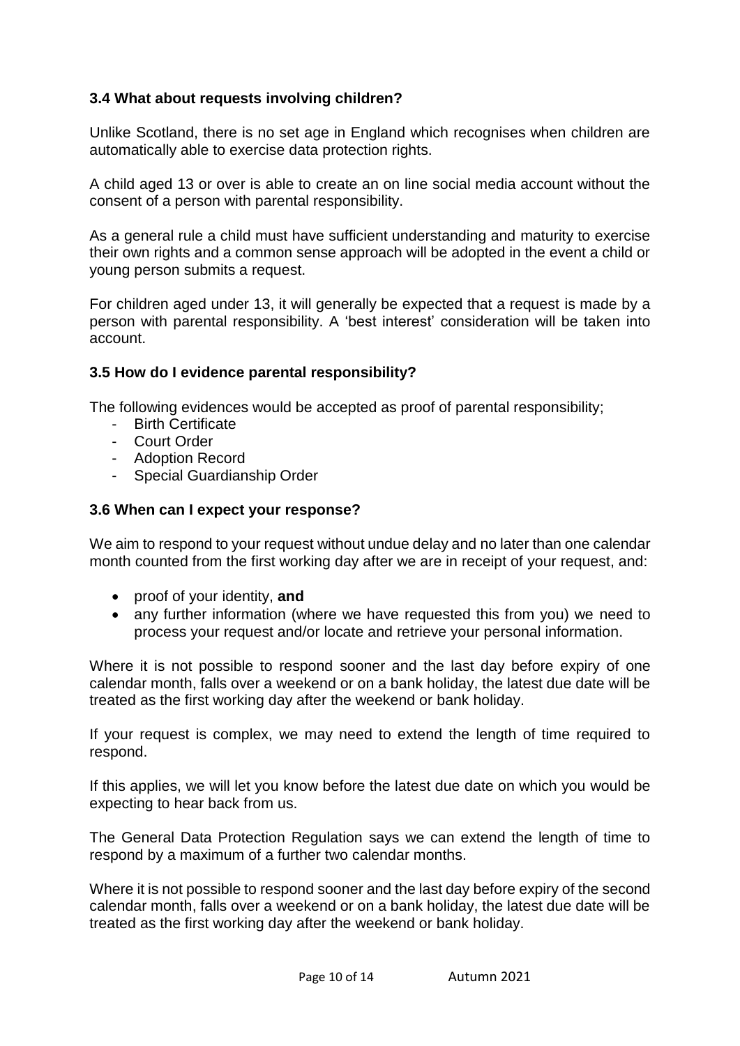### 3.4 What about requests involving children?

Unlike Scotland, there is no set age in England which recognises when children are automatically able to exercise data protection rights.

A child aged 13 or over is able to create an on line social media account without the consent of a person with parental responsibility.

As a general rule a child must have sufficient understanding and maturity to exercise their own rights and a common sense approach will be adopted in the event a child or young person submits a request.

For children aged under 13, it will generally be expected that a request is made by a person with parental responsibility. A 'best interest' consideration will be taken into account.

### 3.5 How do I evidence parental responsibility?

The following evidences would be accepted as proof of parental responsibility;

- Birth Certificate
- Court Order
- Adoption Record
- Special Guardianship Order

### 3.6 When can I expect your response?

We aim to respond to your request without undue delay and no later than one calendar month counted from the first working day after we are in receipt of your request, and:

- proof of your identity, **and**
- any further information (where we have requested this from you) we need to process your request and/or locate and retrieve your personal information.

Where it is not possible to respond sooner and the last day before expiry of one calendar month, falls over a weekend or on a bank holiday, the latest due date will be treated as the first working day after the weekend or bank holiday.

If your request is complex, we may need to extend the length of time required to respond.

If this applies, we will let you know before the latest due date on which you would be expecting to hear back from us.

The General Data Protection Regulation says we can extend the length of time to respond by a maximum of a further two calendar months.

Where it is not possible to respond sooner and the last day before expiry of the second calendar month, falls over a weekend or on a bank holiday, the latest due date will be treated as the first working day after the weekend or bank holiday.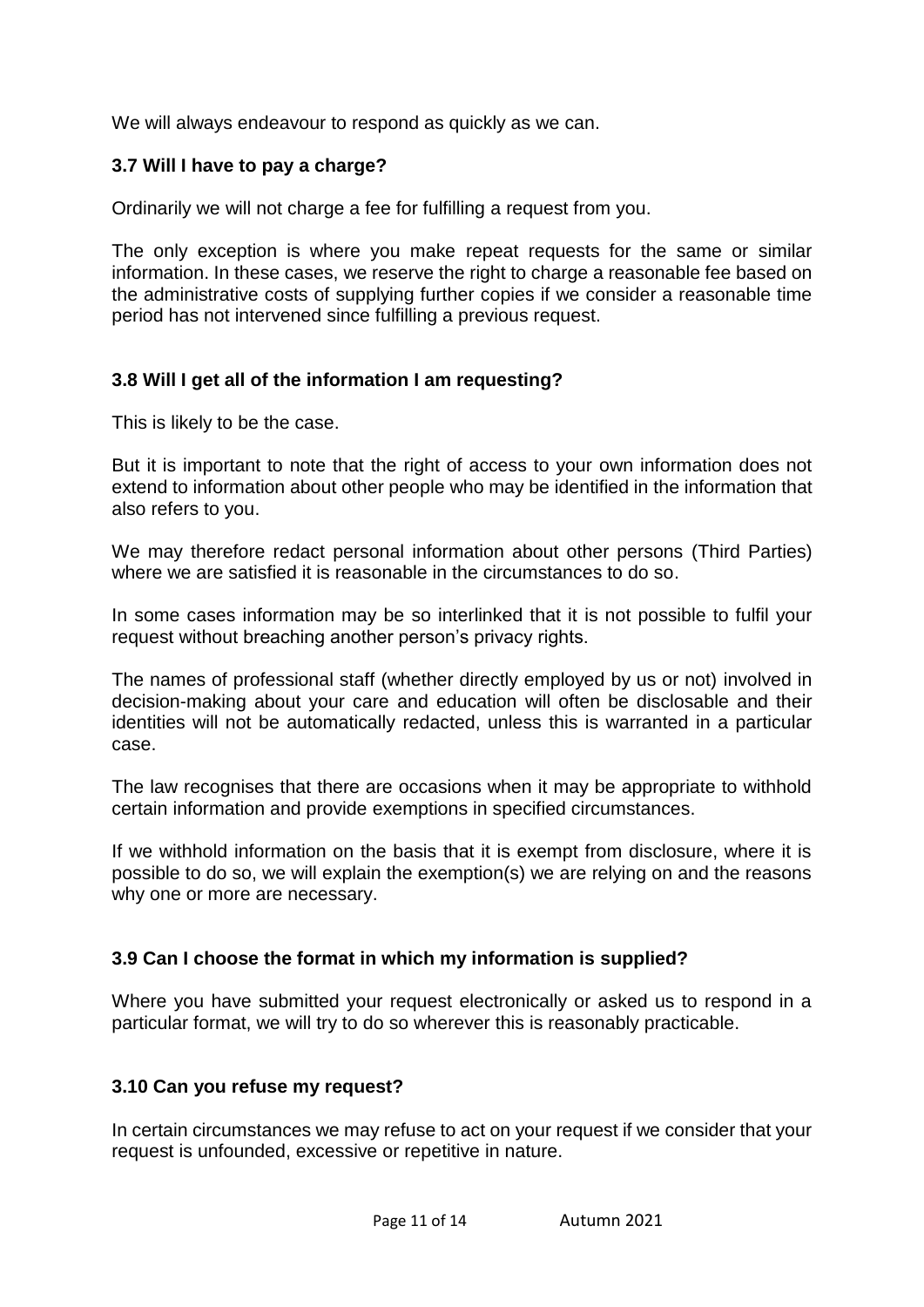We will always endeavour to respond as quickly as we can.

### 3.7 Will I have to pay a charge?

Ordinarily we will not charge a fee for fulfilling a request from you.

The only exception is where you make repeat requests for the same or similar information. In these cases, we reserve the right to charge a reasonable fee based on the administrative costs of supplying further copies if we consider a reasonable time period has not intervened since fulfilling a previous request.

### 3.8 Will I get all of the information I am requesting?

This is likely to be the case.

But it is important to note that the right of access to your own information does not extend to information about other people who may be identified in the information that also refers to you.

We may therefore redact personal information about other persons (Third Parties) where we are satisfied it is reasonable in the circumstances to do so.

In some cases information may be so interlinked that it is not possible to fulfil your request without breaching another person's privacy rights.

The names of professional staff (whether directly employed by us or not) involved in decision-making about your care and education will often be disclosable and their identities will not be automatically redacted, unless this is warranted in a particular case.

The law recognises that there are occasions when it may be appropriate to withhold certain information and provide exemptions in specified circumstances.

If we withhold information on the basis that it is exempt from disclosure, where it is possible to do so, we will explain the exemption(s) we are relying on and the reasons why one or more are necessary.

### 3.9 Can I choose the format in which my information is supplied?

Where you have submitted your request electronically or asked us to respond in a particular format, we will try to do so wherever this is reasonably practicable.

### 3.10 Can you refuse my request?

In certain circumstances we may refuse to act on your request if we consider that your request is unfounded, excessive or repetitive in nature.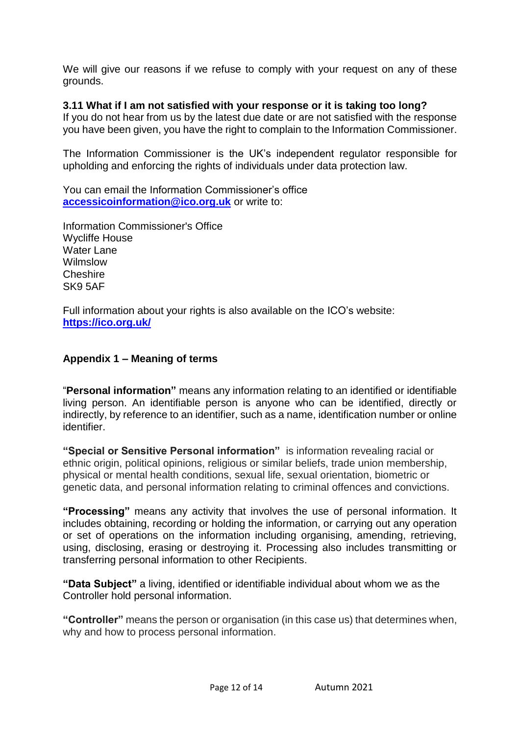We will give our reasons if we refuse to comply with your request on any of these grounds.

### 3.11 What if I am not satisfied with your response or it is taking too long?

If you do not hear from us by the latest due date or are not satisfied with the response you have been given, you have the right to complain to the Information Commissioner.

The Information Commissioner is the UK's independent regulator responsible for upholding and enforcing the rights of individuals under data protection law.

You can email the Information Commissioner's office **accessicoinformation@ico.org.uk** or write to:

Information Commissioner's Office  
Wycliffe House  
Water Lane  
Wilmslow  
Cheshire  
SK9 5AF

Full information about your rights is also available on the ICO's website: **https://ico.org.uk/**

## Appendix 1 – Meaning of terms

"**Personal information"** means any information relating to an identified or identifiable living person. An identifiable person is anyone who can be identified, directly or indirectly, by reference to an identifier, such as a name, identification number or online identifier.

**"Special or Sensitive Personal information"** is information revealing racial or ethnic origin, political opinions, religious or similar beliefs, trade union membership, physical or mental health conditions, sexual life, sexual orientation, biometric or genetic data, and personal information relating to criminal offences and convictions.

**"Processing"** means any activity that involves the use of personal information. It includes obtaining, recording or holding the information, or carrying out any operation or set of operations on the information including organising, amending, retrieving, using, disclosing, erasing or destroying it. Processing also includes transmitting or transferring personal information to other Recipients.

**"Data Subject"** a living, identified or identifiable individual about whom we as the Controller hold personal information.

**"Controller"** means the person or organisation (in this case us) that determines when, why and how to process personal information.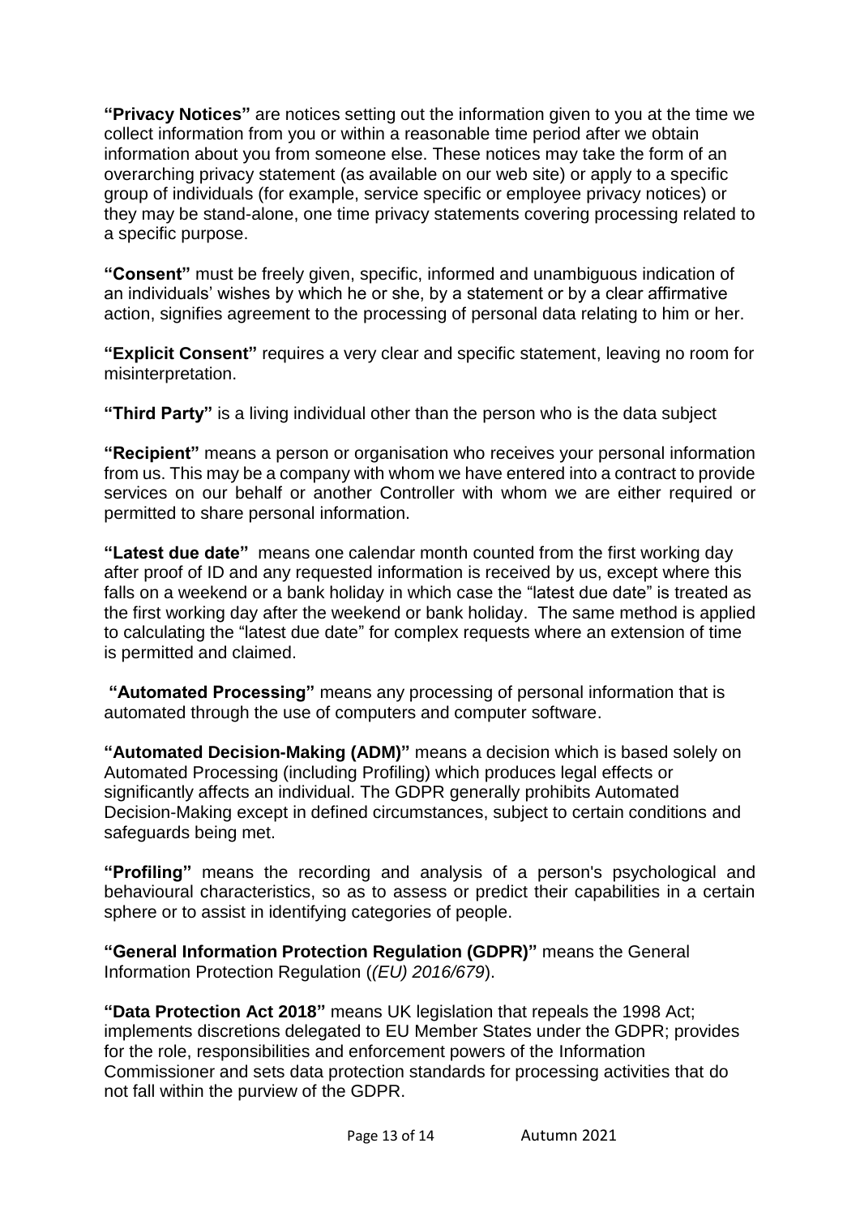**"Privacy Notices"** are notices setting out the information given to you at the time we collect information from you or within a reasonable time period after we obtain information about you from someone else. These notices may take the form of an overarching privacy statement (as available on our web site) or apply to a specific group of individuals (for example, service specific or employee privacy notices) or they may be stand-alone, one time privacy statements covering processing related to a specific purpose.

**"Consent"** must be freely given, specific, informed and unambiguous indication of an individuals' wishes by which he or she, by a statement or by a clear affirmative action, signifies agreement to the processing of personal data relating to him or her.

**"Explicit Consent"** requires a very clear and specific statement, leaving no room for misinterpretation.

**"Third Party"** is a living individual other than the person who is the data subject

**"Recipient"** means a person or organisation who receives your personal information from us. This may be a company with whom we have entered into a contract to provide services on our behalf or another Controller with whom we are either required or permitted to share personal information.

**"Latest due date"** means one calendar month counted from the first working day after proof of ID and any requested information is received by us, except where this falls on a weekend or a bank holiday in which case the "latest due date" is treated as the first working day after the weekend or bank holiday. The same method is applied to calculating the "latest due date" for complex requests where an extension of time is permitted and claimed.

**"Automated Processing"** means any processing of personal information that is automated through the use of computers and computer software.

**"Automated Decision-Making (ADM)"** means a decision which is based solely on Automated Processing (including Profiling) which produces legal effects or significantly affects an individual. The GDPR generally prohibits Automated Decision-Making except in defined circumstances, subject to certain conditions and safeguards being met.

**"Profiling"** means the recording and analysis of a person's psychological and behavioural characteristics, so as to assess or predict their capabilities in a certain sphere or to assist in identifying categories of people.

**"General Information Protection Regulation (GDPR)"** means the General Information Protection Regulation (*(EU) 2016/679*).

**"Data Protection Act 2018"** means UK legislation that repeals the 1998 Act; implements discretions delegated to EU Member States under the GDPR; provides for the role, responsibilities and enforcement powers of the Information Commissioner and sets data protection standards for processing activities that do not fall within the purview of the GDPR.